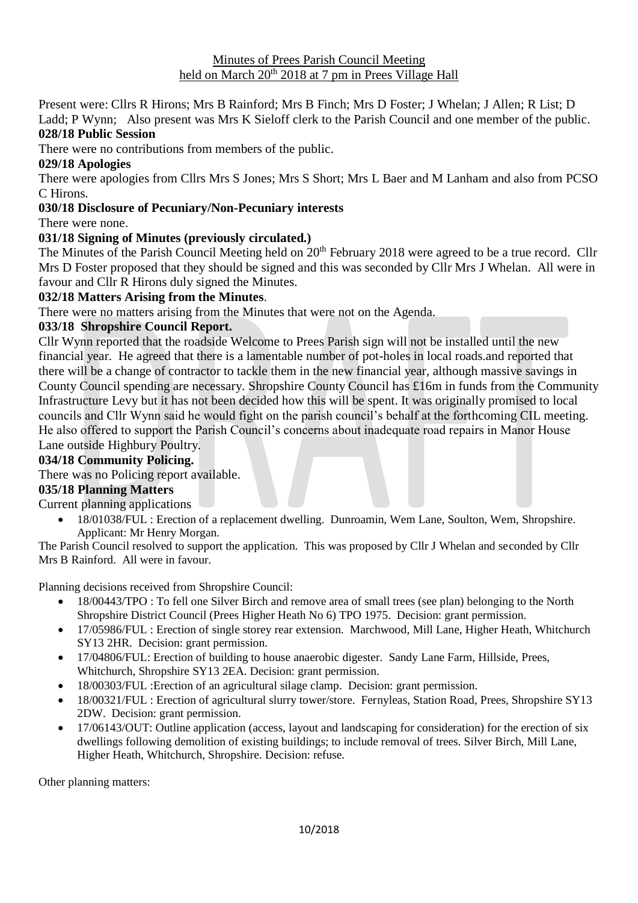Minutes of Prees Parish Council Meeting
held on March 20th 2018 at 7 pm in Prees Village Hall

Present were: Cllrs R Hirons; Mrs B Rainford; Mrs B Finch; Mrs D Foster; J Whelan; J Allen; R List; D Ladd; P Wynn; Also present was Mrs K Sieloff clerk to the Parish Council and one member of the public.

**028/18 Public Session**

There were no contributions from members of the public.

**029/18 Apologies**

There were apologies from Cllrs Mrs S Jones; Mrs S Short; Mrs L Baer and M Lanham and also from PCSO C Hirons.

**030/18 Disclosure of Pecuniary/Non-Pecuniary interests**

There were none.

**031/18 Signing of Minutes (previously circulated.)**

The Minutes of the Parish Council Meeting held on 20th February 2018 were agreed to be a true record. Cllr Mrs D Foster proposed that they should be signed and this was seconded by Cllr Mrs J Whelan. All were in favour and Cllr R Hirons duly signed the Minutes.

**032/18 Matters Arising from the Minutes**.

There were no matters arising from the Minutes that were not on the Agenda.

**033/18 Shropshire Council Report.**

Cllr Wynn reported that the roadside Welcome to Prees Parish sign will not be installed until the new financial year. He agreed that there is a lamentable number of pot-holes in local roads.and reported that there will be a change of contractor to tackle them in the new financial year, although massive savings in County Council spending are necessary. Shropshire County Council has £16m in funds from the Community Infrastructure Levy but it has not been decided how this will be spent. It was originally promised to local councils and Cllr Wynn said he would fight on the parish council's behalf at the forthcoming CIL meeting. He also offered to support the Parish Council's concerns about inadequate road repairs in Manor House Lane outside Highbury Poultry.

**034/18 Community Policing.**

There was no Policing report available.

**035/18 Planning Matters**

Current planning applications

- 18/01038/FUL : Erection of a replacement dwelling. Dunroamin, Wem Lane, Soulton, Wem, Shropshire. Applicant: Mr Henry Morgan.

The Parish Council resolved to support the application. This was proposed by Cllr J Whelan and seconded by Cllr Mrs B Rainford. All were in favour.

Planning decisions received from Shropshire Council:

- 18/00443/TPO : To fell one Silver Birch and remove area of small trees (see plan) belonging to the North Shropshire District Council (Prees Higher Heath No 6) TPO 1975. Decision: grant permission.
- 17/05986/FUL : Erection of single storey rear extension. Marchwood, Mill Lane, Higher Heath, Whitchurch SY13 2HR. Decision: grant permission.
- 17/04806/FUL: Erection of building to house anaerobic digester. Sandy Lane Farm, Hillside, Prees, Whitchurch, Shropshire SY13 2EA. Decision: grant permission.
- 18/00303/FUL :Erection of an agricultural silage clamp. Decision: grant permission.
- 18/00321/FUL : Erection of agricultural slurry tower/store. Fernyleas, Station Road, Prees, Shropshire SY13 2DW. Decision: grant permission.
- 17/06143/OUT: Outline application (access, layout and landscaping for consideration) for the erection of six dwellings following demolition of existing buildings; to include removal of trees. Silver Birch, Mill Lane, Higher Heath, Whitchurch, Shropshire. Decision: refuse.

Other planning matters: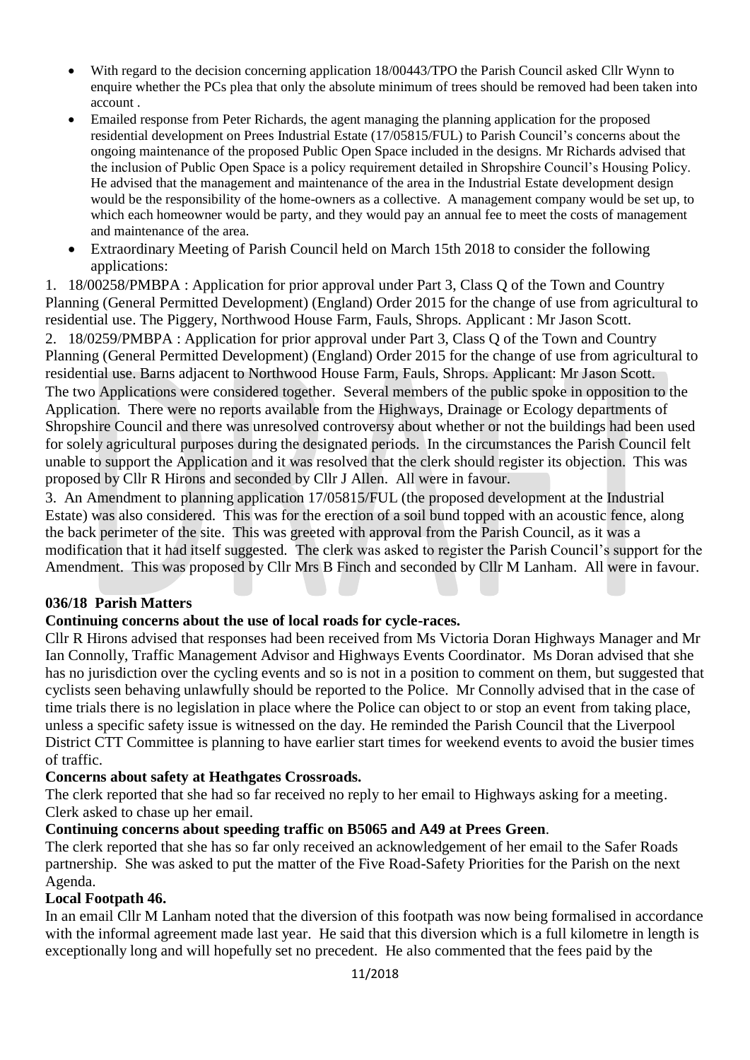- With regard to the decision concerning application 18/00443/TPO the Parish Council asked Cllr Wynn to enquire whether the PCs plea that only the absolute minimum of trees should be removed had been taken into account .
- Emailed response from Peter Richards, the agent managing the planning application for the proposed residential development on Prees Industrial Estate (17/05815/FUL) to Parish Council's concerns about the ongoing maintenance of the proposed Public Open Space included in the designs. Mr Richards advised that the inclusion of Public Open Space is a policy requirement detailed in Shropshire Council's Housing Policy. He advised that the management and maintenance of the area in the Industrial Estate development design would be the responsibility of the home-owners as a collective. A management company would be set up, to which each homeowner would be party, and they would pay an annual fee to meet the costs of management and maintenance of the area.
- Extraordinary Meeting of Parish Council held on March 15th 2018 to consider the following applications:

1. 18/00258/PMBPA : Application for prior approval under Part 3, Class Q of the Town and Country Planning (General Permitted Development) (England) Order 2015 for the change of use from agricultural to residential use. The Piggery, Northwood House Farm, Fauls, Shrops. Applicant : Mr Jason Scott.
2. 18/0259/PMBPA : Application for prior approval under Part 3, Class Q of the Town and Country Planning (General Permitted Development) (England) Order 2015 for the change of use from agricultural to residential use. Barns adjacent to Northwood House Farm, Fauls, Shrops. Applicant: Mr Jason Scott.

The two Applications were considered together. Several members of the public spoke in opposition to the Application. There were no reports available from the Highways, Drainage or Ecology departments of Shropshire Council and there was unresolved controversy about whether or not the buildings had been used for solely agricultural purposes during the designated periods. In the circumstances the Parish Council felt unable to support the Application and it was resolved that the clerk should register its objection. This was proposed by Cllr R Hirons and seconded by Cllr J Allen. All were in favour.

3. An Amendment to planning application 17/05815/FUL (the proposed development at the Industrial Estate) was also considered. This was for the erection of a soil bund topped with an acoustic fence, along the back perimeter of the site. This was greeted with approval from the Parish Council, as it was a modification that it had itself suggested. The clerk was asked to register the Parish Council's support for the Amendment. This was proposed by Cllr Mrs B Finch and seconded by Cllr M Lanham. All were in favour.

**036/18 Parish Matters**

**Continuing concerns about the use of local roads for cycle-races.**

Cllr R Hirons advised that responses had been received from Ms Victoria Doran Highways Manager and Mr Ian Connolly, Traffic Management Advisor and Highways Events Coordinator. Ms Doran advised that she has no jurisdiction over the cycling events and so is not in a position to comment on them, but suggested that cyclists seen behaving unlawfully should be reported to the Police. Mr Connolly advised that in the case of time trials there is no legislation in place where the Police can object to or stop an event from taking place, unless a specific safety issue is witnessed on the day. He reminded the Parish Council that the Liverpool District CTT Committee is planning to have earlier start times for weekend events to avoid the busier times of traffic.

**Concerns about safety at Heathgates Crossroads.**

The clerk reported that she had so far received no reply to her email to Highways asking for a meeting. Clerk asked to chase up her email.

**Continuing concerns about speeding traffic on B5065 and A49 at Prees Green**.

The clerk reported that she has so far only received an acknowledgement of her email to the Safer Roads partnership. She was asked to put the matter of the Five Road-Safety Priorities for the Parish on the next Agenda.

**Local Footpath 46.**

In an email Cllr M Lanham noted that the diversion of this footpath was now being formalised in accordance with the informal agreement made last year. He said that this diversion which is a full kilometre in length is exceptionally long and will hopefully set no precedent. He also commented that the fees paid by the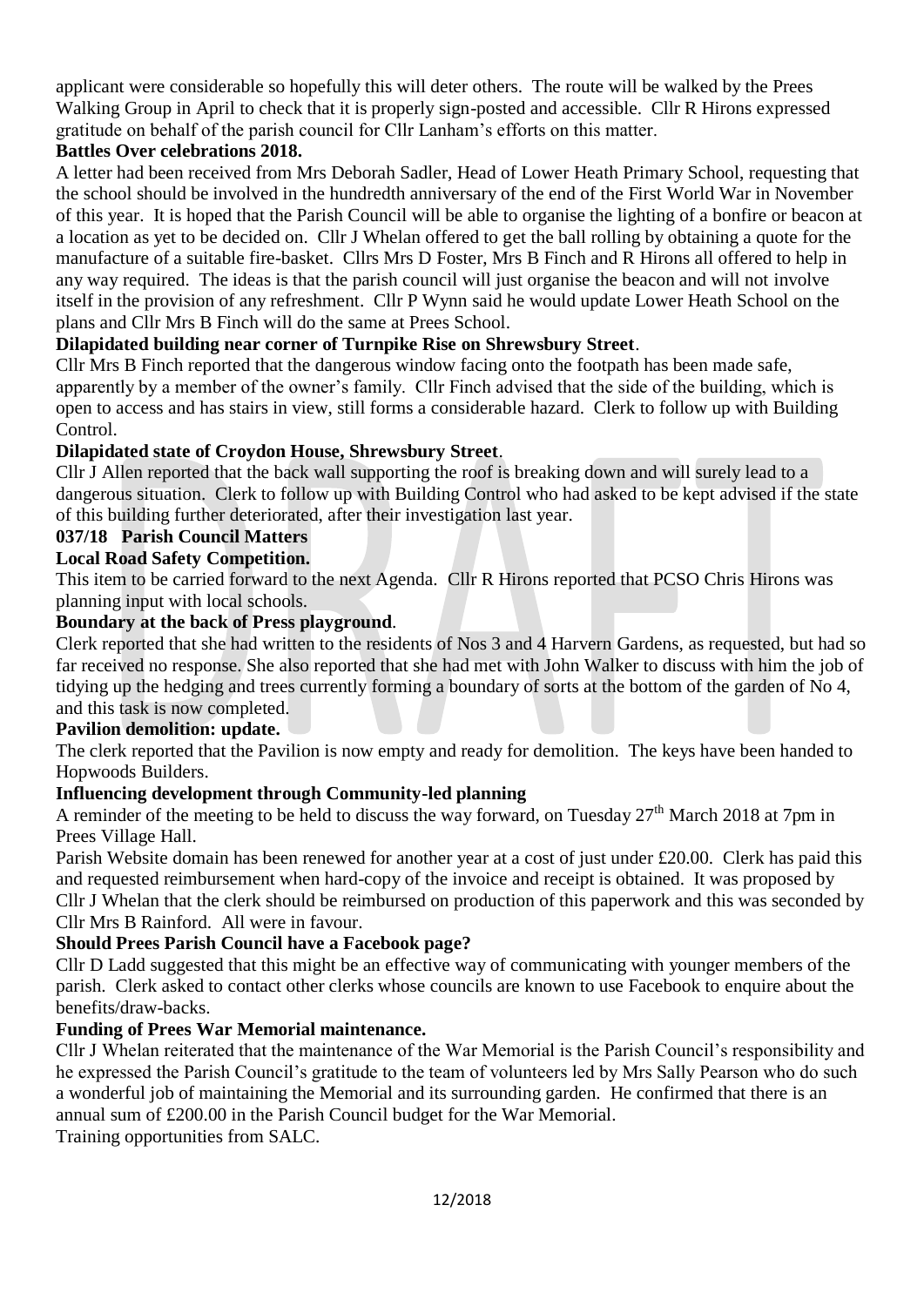applicant were considerable so hopefully this will deter others. The route will be walked by the Prees Walking Group in April to check that it is properly sign-posted and accessible. Cllr R Hirons expressed gratitude on behalf of the parish council for Cllr Lanham's efforts on this matter.

**Battles Over celebrations 2018.**

A letter had been received from Mrs Deborah Sadler, Head of Lower Heath Primary School, requesting that the school should be involved in the hundredth anniversary of the end of the First World War in November of this year. It is hoped that the Parish Council will be able to organise the lighting of a bonfire or beacon at a location as yet to be decided on. Cllr J Whelan offered to get the ball rolling by obtaining a quote for the manufacture of a suitable fire-basket. Cllrs Mrs D Foster, Mrs B Finch and R Hirons all offered to help in any way required. The ideas is that the parish council will just organise the beacon and will not involve itself in the provision of any refreshment. Cllr P Wynn said he would update Lower Heath School on the plans and Cllr Mrs B Finch will do the same at Prees School.

**Dilapidated building near corner of Turnpike Rise on Shrewsbury Street.**

Cllr Mrs B Finch reported that the dangerous window facing onto the footpath has been made safe, apparently by a member of the owner's family. Cllr Finch advised that the side of the building, which is open to access and has stairs in view, still forms a considerable hazard. Clerk to follow up with Building Control.

**Dilapidated state of Croydon House, Shrewsbury Street.**

Cllr J Allen reported that the back wall supporting the roof is breaking down and will surely lead to a dangerous situation. Clerk to follow up with Building Control who had asked to be kept advised if the state of this building further deteriorated, after their investigation last year.

**037/18 Parish Council Matters**

**Local Road Safety Competition.**

This item to be carried forward to the next Agenda. Cllr R Hirons reported that PCSO Chris Hirons was planning input with local schools.

**Boundary at the back of Press playground.**

Clerk reported that she had written to the residents of Nos 3 and 4 Harvern Gardens, as requested, but had so far received no response. She also reported that she had met with John Walker to discuss with him the job of tidying up the hedging and trees currently forming a boundary of sorts at the bottom of the garden of No 4, and this task is now completed.

**Pavilion demolition: update.**

The clerk reported that the Pavilion is now empty and ready for demolition. The keys have been handed to Hopwoods Builders.

**Influencing development through Community-led planning**

A reminder of the meeting to be held to discuss the way forward, on Tuesday 27th March 2018 at 7pm in Prees Village Hall.

Parish Website domain has been renewed for another year at a cost of just under £20.00. Clerk has paid this and requested reimbursement when hard-copy of the invoice and receipt is obtained. It was proposed by Cllr J Whelan that the clerk should be reimbursed on production of this paperwork and this was seconded by Cllr Mrs B Rainford. All were in favour.

**Should Prees Parish Council have a Facebook page?**

Cllr D Ladd suggested that this might be an effective way of communicating with younger members of the parish. Clerk asked to contact other clerks whose councils are known to use Facebook to enquire about the benefits/draw-backs.

**Funding of Prees War Memorial maintenance.**

Cllr J Whelan reiterated that the maintenance of the War Memorial is the Parish Council's responsibility and he expressed the Parish Council's gratitude to the team of volunteers led by Mrs Sally Pearson who do such a wonderful job of maintaining the Memorial and its surrounding garden. He confirmed that there is an annual sum of £200.00 in the Parish Council budget for the War Memorial.

Training opportunities from SALC.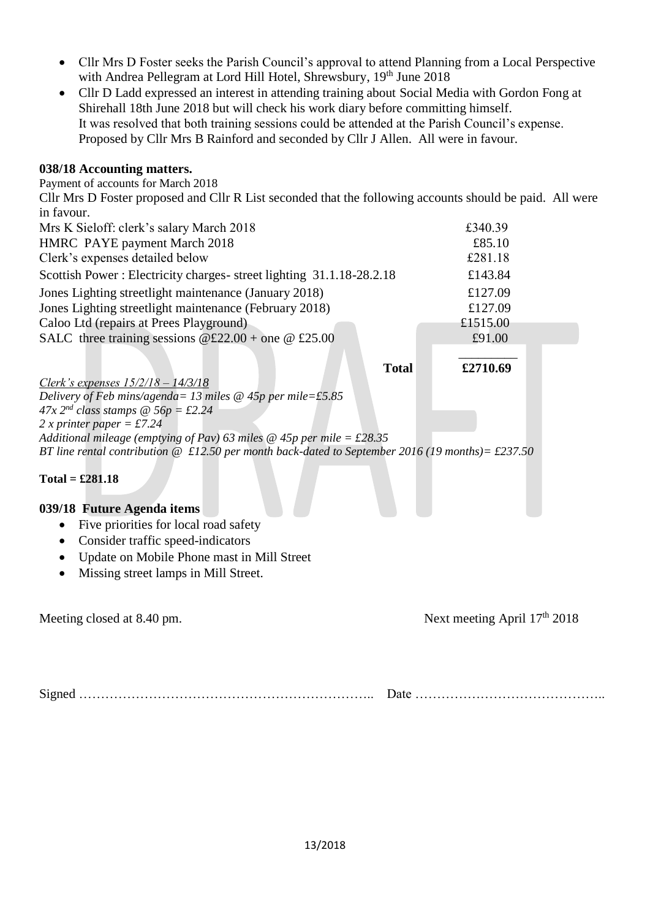- Cllr Mrs D Foster seeks the Parish Council's approval to attend Planning from a Local Perspective with Andrea Pellegram at Lord Hill Hotel, Shrewsbury, 19th June 2018
- Cllr D Ladd expressed an interest in attending training about Social Media with Gordon Fong at Shirehall 18th June 2018 but will check his work diary before committing himself.
  It was resolved that both training sessions could be attended at the Parish Council's expense.
  Proposed by Cllr Mrs B Rainford and seconded by Cllr J Allen. All were in favour.

**038/18 Accounting matters.**

Payment of accounts for March 2018

Cllr Mrs D Foster proposed and Cllr R List seconded that the following accounts should be paid. All were in favour.

| | |
|---|---|
| Mrs K Sieloff: clerk's salary March 2018 | £340.39 |
| HMRC PAYE payment March 2018 | £85.10 |
| Clerk's expenses detailed below | £281.18 |
| Scottish Power : Electricity charges- street lighting 31.1.18-28.2.18 | £143.84 |
| Jones Lighting streetlight maintenance (January 2018) | £127.09 |
| Jones Lighting streetlight maintenance (February 2018) | £127.09 |
| Caloo Ltd (repairs at Prees Playground) | £1515.00 |
| SALC three training sessions @£22.00 + one @ £25.00 | £91.00 |
| **Total** | **£2710.69** |

*Clerk's expenses 15/2/18 – 14/3/18*
*Delivery of Feb mins/agenda= 13 miles @ 45p per mile=£5.85*
*47x 2nd class stamps @ 56p = £2.24*
*2 x printer paper = £7.24*
*Additional mileage (emptying of Pav) 63 miles @ 45p per mile = £28.35*
*BT line rental contribution @ £12.50 per month back-dated to September 2016 (19 months)= £237.50*

**Total = £281.18**

**039/18 Future Agenda items**

- Five priorities for local road safety
- Consider traffic speed-indicators
- Update on Mobile Phone mast in Mill Street
- Missing street lamps in Mill Street.

Meeting closed at 8.40 pm. Next meeting April 17th 2018

Signed ………………………………………………………….. Date ……………………………………..

13/2018